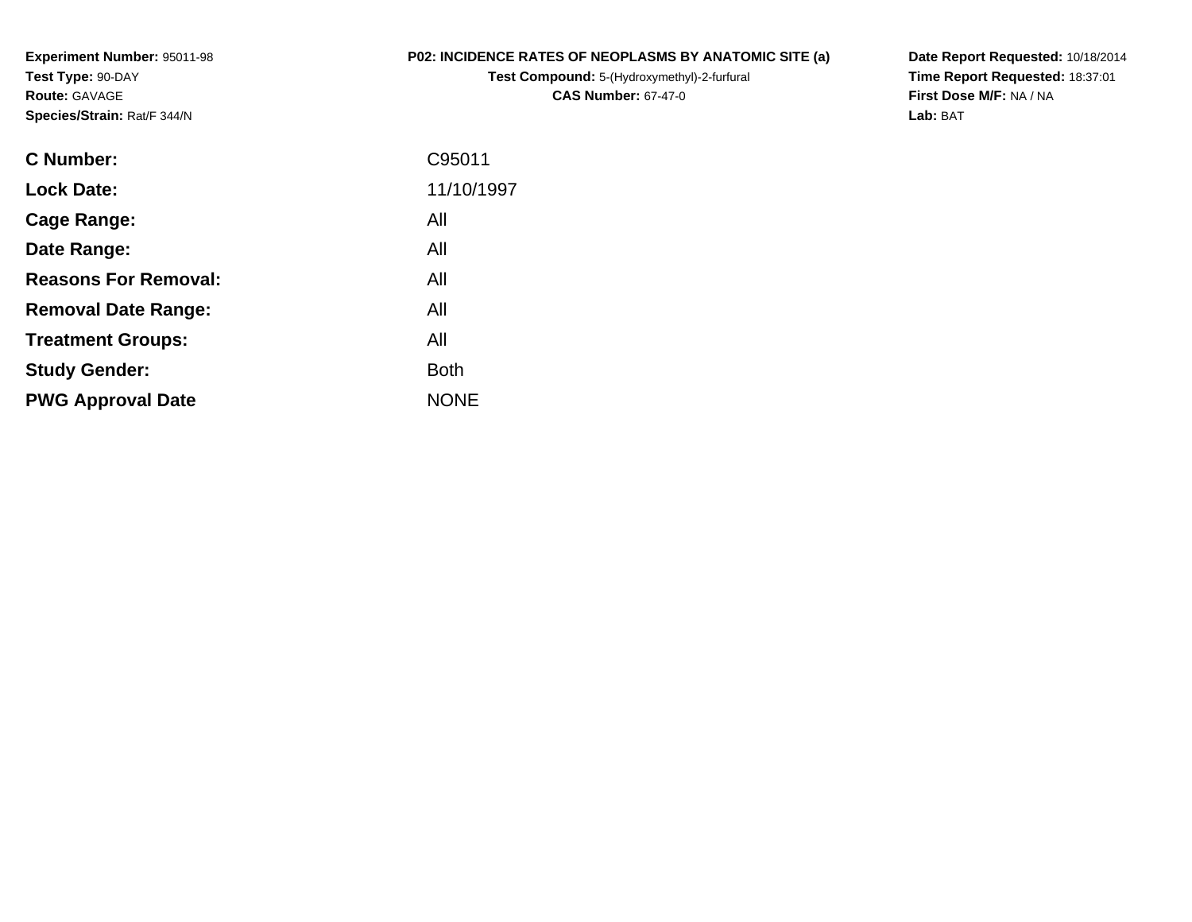**Experiment Number:** 95011-98
**Test Type:** 90-DAY
**Route:** GAVAGE
**Species/Strain:** Rat/F 344/N

**P02: INCIDENCE RATES OF NEOPLASMS BY ANATOMIC SITE (a)**
**Test Compound:** 5-(Hydroxymethyl)-2-furfural
**CAS Number:** 67-47-0

**Date Report Requested:** 10/18/2014
**Time Report Requested:** 18:37:01
**First Dose M/F:** NA / NA
**Lab:** BAT

| | |
|---|---|
| **C Number:** | C95011 |
| **Lock Date:** | 11/10/1997 |
| **Cage Range:** | All |
| **Date Range:** | All |
| **Reasons For Removal:** | All |
| **Removal Date Range:** | All |
| **Treatment Groups:** | All |
| **Study Gender:** | Both |
| **PWG Approval Date** | NONE |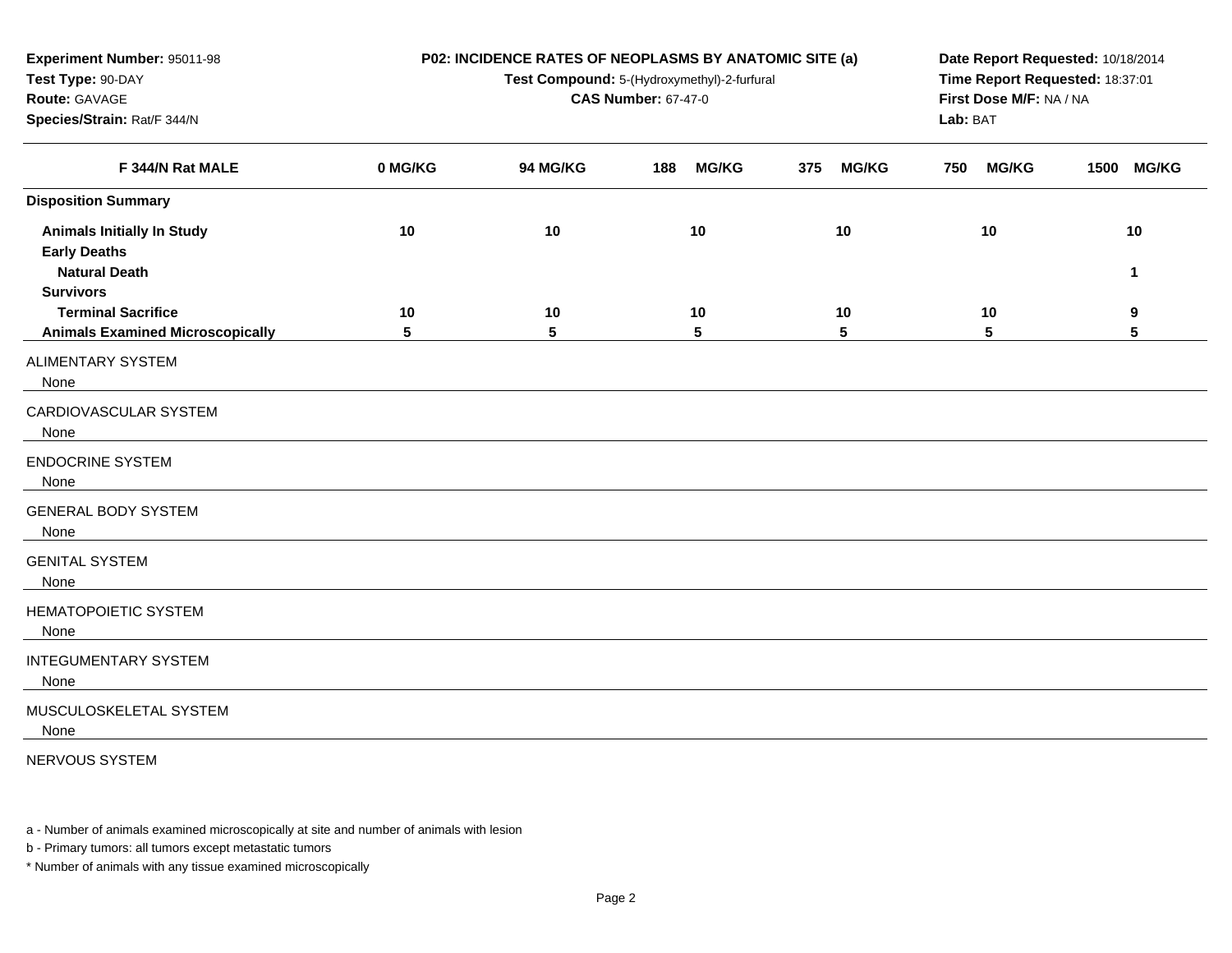**Experiment Number:** 95011-98
**Test Type:** 90-DAY
**Route:** GAVAGE
**Species/Strain:** Rat/F 344/N

**P02: INCIDENCE RATES OF NEOPLASMS BY ANATOMIC SITE (a)**
**Test Compound:** 5-(Hydroxymethyl)-2-furfural
**CAS Number:** 67-47-0

**Date Report Requested:** 10/18/2014
**Time Report Requested:** 18:37:01
**First Dose M/F:** NA / NA
**Lab:** BAT

| F 344/N Rat MALE | 0 MG/KG | 94 MG/KG | 188 MG/KG | 375 MG/KG | 750 MG/KG | 1500 MG/KG |
|---|---|---|---|---|---|---|
| **Disposition Summary** | | | | | | |
| **Animals Initially In Study** | 10 | 10 | 10 | 10 | 10 | 10 |
| **Early Deaths** | | | | | | |
| **Natural Death** | | | | | | 1 |
| **Survivors** | | | | | | |
| **Terminal Sacrifice** | 10 | 10 | 10 | 10 | 10 | 9 |
| **Animals Examined Microscopically** | 5 | 5 | 5 | 5 | 5 | 5 |
| ALIMENTARY SYSTEM | | | | | | |
| None | | | | | | |
| CARDIOVASCULAR SYSTEM | | | | | | |
| None | | | | | | |
| ENDOCRINE SYSTEM | | | | | | |
| None | | | | | | |
| GENERAL BODY SYSTEM | | | | | | |
| None | | | | | | |
| GENITAL SYSTEM | | | | | | |
| None | | | | | | |
| HEMATOPOIETIC SYSTEM | | | | | | |
| None | | | | | | |
| INTEGUMENTARY SYSTEM | | | | | | |
| None | | | | | | |
| MUSCULOSKELETAL SYSTEM | | | | | | |
| None | | | | | | |
| NERVOUS SYSTEM | | | | | | |

a - Number of animals examined microscopically at site and number of animals with lesion

b - Primary tumors: all tumors except metastatic tumors

* Number of animals with any tissue examined microscopically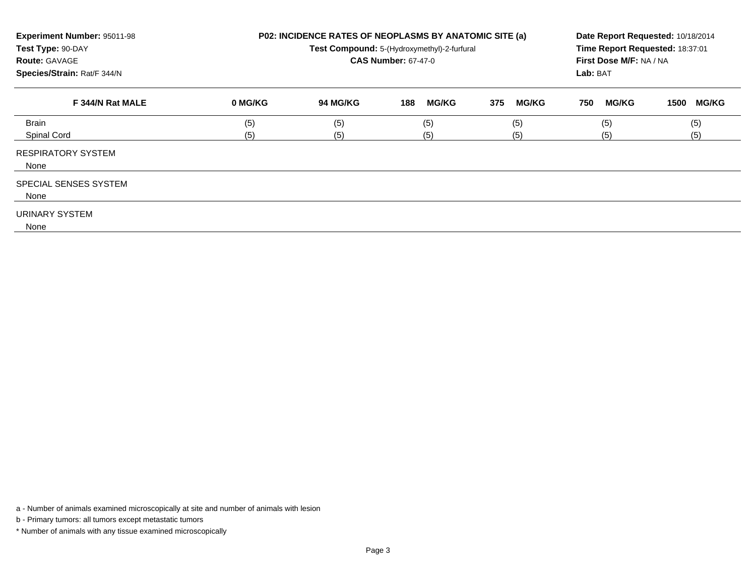**Experiment Number:** 95011-98
**Test Type:** 90-DAY
**Route:** GAVAGE
**Species/Strain:** Rat/F 344/N

**P02: INCIDENCE RATES OF NEOPLASMS BY ANATOMIC SITE (a)**
**Test Compound:** 5-(Hydroxymethyl)-2-furfural
**CAS Number:** 67-47-0

**Date Report Requested:** 10/18/2014
**Time Report Requested:** 18:37:01
**First Dose M/F:** NA / NA
**Lab:** BAT

| F 344/N Rat MALE | 0 MG/KG | 94 MG/KG | 188 MG/KG | 375 MG/KG | 750 MG/KG | 1500 MG/KG |
|---|---|---|---|---|---|---|
| Brain | (5) | (5) | (5) | (5) | (5) | (5) |
| Spinal Cord | (5) | (5) | (5) | (5) | (5) | (5) |
| RESPIRATORY SYSTEM | | | | | | |
| None | | | | | | |
| SPECIAL SENSES SYSTEM | | | | | | |
| None | | | | | | |
| URINARY SYSTEM | | | | | | |
| None | | | | | | |

a - Number of animals examined microscopically at site and number of animals with lesion

b - Primary tumors: all tumors except metastatic tumors

* Number of animals with any tissue examined microscopically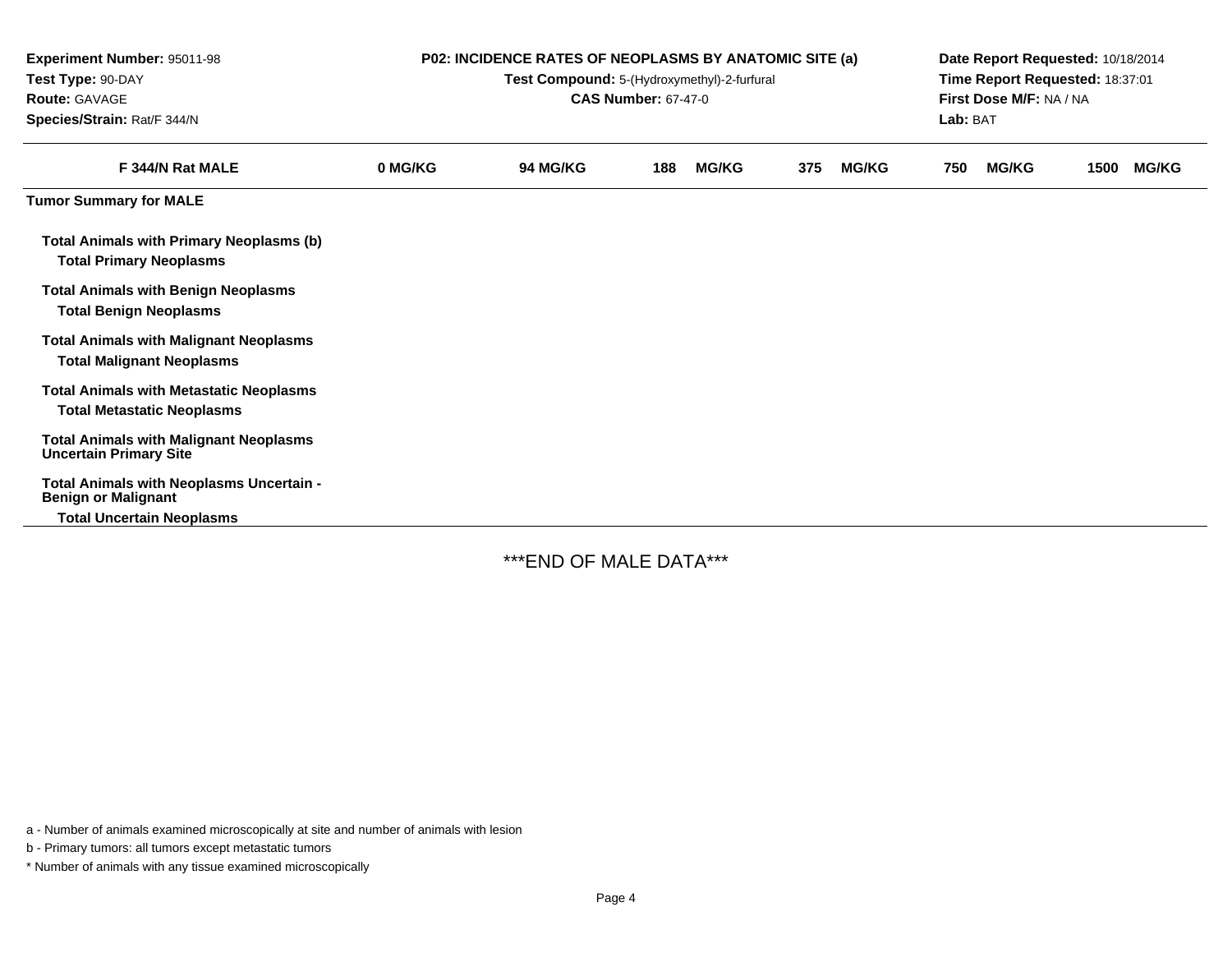**Experiment Number:** 95011-98
**Test Type:** 90-DAY
**Route:** GAVAGE
**Species/Strain:** Rat/F 344/N

**P02: INCIDENCE RATES OF NEOPLASMS BY ANATOMIC SITE (a)**
**Test Compound:** 5-(Hydroxymethyl)-2-furfural
**CAS Number:** 67-47-0

**Date Report Requested:** 10/18/2014
**Time Report Requested:** 18:37:01
**First Dose M/F:** NA / NA
**Lab:** BAT

| F 344/N Rat MALE | 0 MG/KG | 94 MG/KG | 188 MG/KG | 375 MG/KG | 750 MG/KG | 1500 MG/KG |
|---|---|---|---|---|---|---|
| **Tumor Summary for MALE** | | | | | | |
| **Total Animals with Primary Neoplasms (b)** | | | | | | |
| **Total Primary Neoplasms** | | | | | | |
| **Total Animals with Benign Neoplasms** | | | | | | |
| **Total Benign Neoplasms** | | | | | | |
| **Total Animals with Malignant Neoplasms** | | | | | | |
| **Total Malignant Neoplasms** | | | | | | |
| **Total Animals with Metastatic Neoplasms** | | | | | | |
| **Total Metastatic Neoplasms** | | | | | | |
| **Total Animals with Malignant Neoplasms Uncertain Primary Site** | | | | | | |
| **Total Animals with Neoplasms Uncertain - Benign or Malignant** | | | | | | |
| **Total Uncertain Neoplasms** | | | | | | |

***END OF MALE DATA***

a - Number of animals examined microscopically at site and number of animals with lesion

b - Primary tumors: all tumors except metastatic tumors

* Number of animals with any tissue examined microscopically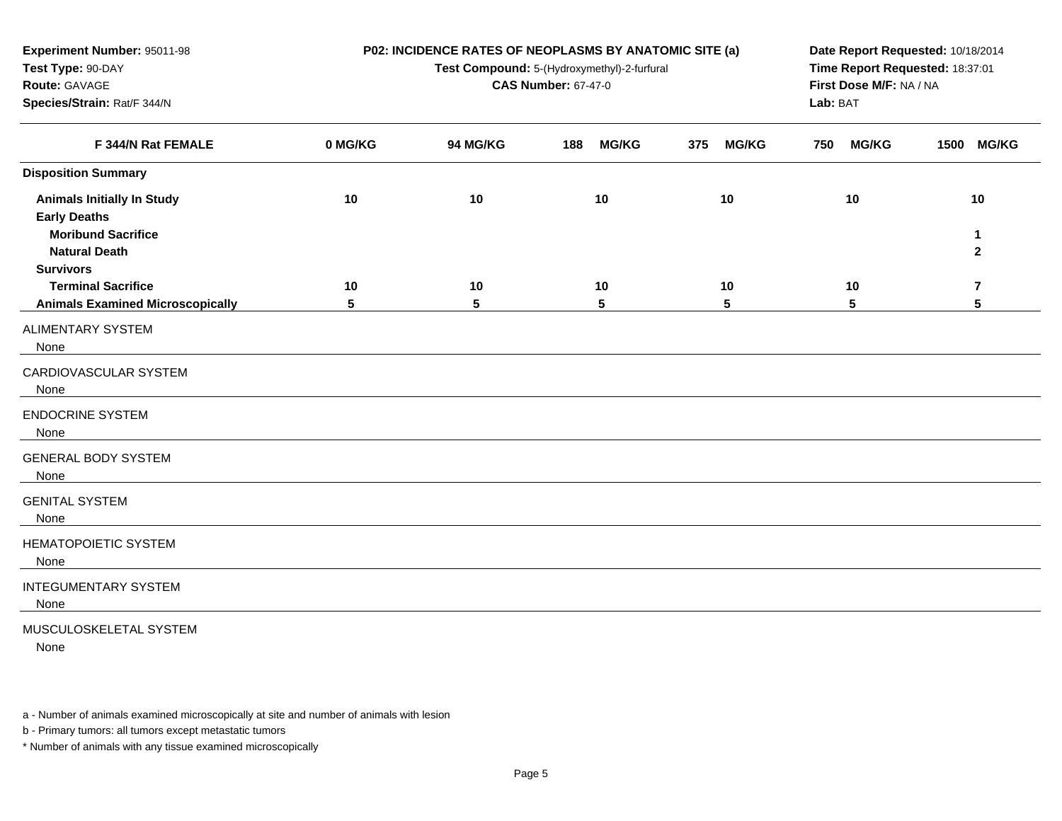**Experiment Number:** 95011-98
**Test Type:** 90-DAY
**Route:** GAVAGE
**Species/Strain:** Rat/F 344/N

**P02: INCIDENCE RATES OF NEOPLASMS BY ANATOMIC SITE (a)**
**Test Compound:** 5-(Hydroxymethyl)-2-furfural
**CAS Number:** 67-47-0

**Date Report Requested:** 10/18/2014
**Time Report Requested:** 18:37:01
**First Dose M/F:** NA / NA
**Lab:** BAT

| F 344/N Rat FEMALE | 0 MG/KG | 94 MG/KG | 188 MG/KG | 375 MG/KG | 750 MG/KG | 1500 MG/KG |
|---|---|---|---|---|---|---|
| **Disposition Summary** | | | | | | |
| **Animals Initially In Study** | 10 | 10 | 10 | 10 | 10 | 10 |
| **Early Deaths** | | | | | | |
| **Moribund Sacrifice** | | | | | | 1 |
| **Natural Death** | | | | | | 2 |
| **Survivors** | | | | | | |
| **Terminal Sacrifice** | 10 | 10 | 10 | 10 | 10 | 7 |
| **Animals Examined Microscopically** | 5 | 5 | 5 | 5 | 5 | 5 |
| ALIMENTARY SYSTEM | | | | | | |
| None | | | | | | |
| CARDIOVASCULAR SYSTEM | | | | | | |
| None | | | | | | |
| ENDOCRINE SYSTEM | | | | | | |
| None | | | | | | |
| GENERAL BODY SYSTEM | | | | | | |
| None | | | | | | |
| GENITAL SYSTEM | | | | | | |
| None | | | | | | |
| HEMATOPOIETIC SYSTEM | | | | | | |
| None | | | | | | |
| INTEGUMENTARY SYSTEM | | | | | | |
| None | | | | | | |
| MUSCULOSKELETAL SYSTEM | | | | | | |
| None | | | | | | |

a - Number of animals examined microscopically at site and number of animals with lesion

b - Primary tumors: all tumors except metastatic tumors

* Number of animals with any tissue examined microscopically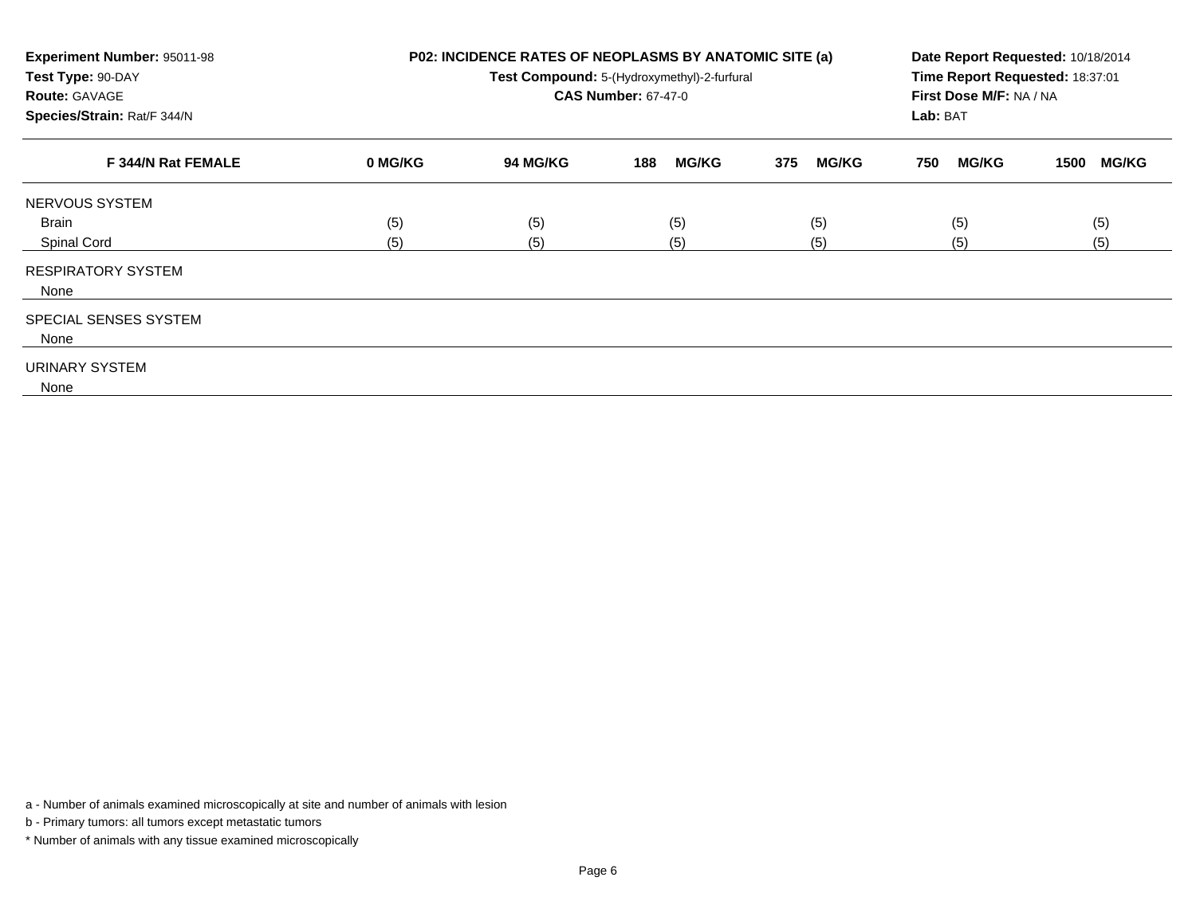**Experiment Number:** 95011-98
**Test Type:** 90-DAY
**Route:** GAVAGE
**Species/Strain:** Rat/F 344/N

**P02: INCIDENCE RATES OF NEOPLASMS BY ANATOMIC SITE (a)**
**Test Compound:** 5-(Hydroxymethyl)-2-furfural
**CAS Number:** 67-47-0

**Date Report Requested:** 10/18/2014
**Time Report Requested:** 18:37:01
**First Dose M/F:** NA / NA
**Lab:** BAT

| F 344/N Rat FEMALE | 0 MG/KG | 94 MG/KG | 188 MG/KG | 375 MG/KG | 750 MG/KG | 1500 MG/KG |
|---|---|---|---|---|---|---|
| NERVOUS SYSTEM | | | | | | |
| Brain | (5) | (5) | (5) | (5) | (5) | (5) |
| Spinal Cord | (5) | (5) | (5) | (5) | (5) | (5) |
| RESPIRATORY SYSTEM | | | | | | |
| None | | | | | | |
| SPECIAL SENSES SYSTEM | | | | | | |
| None | | | | | | |
| URINARY SYSTEM | | | | | | |
| None | | | | | | |

a - Number of animals examined microscopically at site and number of animals with lesion

b - Primary tumors: all tumors except metastatic tumors

* Number of animals with any tissue examined microscopically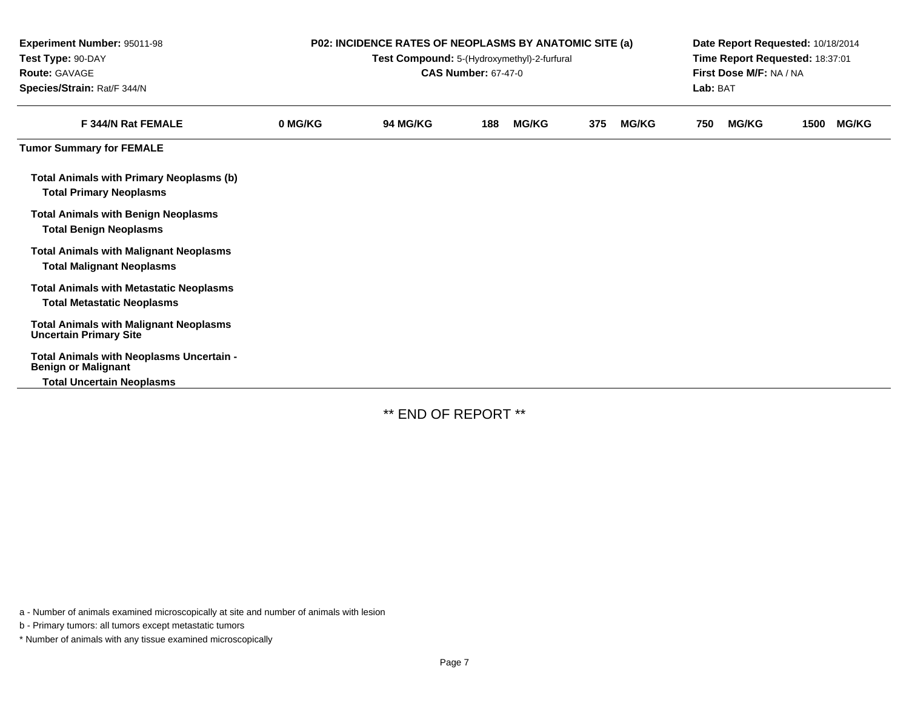| Experiment Number: 95011-98 | P02: INCIDENCE RATES OF NEOPLASMS BY ANATOMIC SITE (a) | Date Report Requested: 10/18/2014 |
|---|---|---|
| Test Type: 90-DAY | Test Compound: 5-(Hydroxymethyl)-2-furfural | Time Report Requested: 18:37:01 |
| Route: GAVAGE | CAS Number: 67-47-0 | First Dose M/F: NA / NA |
| Species/Strain: Rat/F 344/N | | Lab: BAT |

| F 344/N Rat FEMALE | 0 MG/KG | 94 MG/KG | 188 MG/KG | 375 MG/KG | 750 MG/KG | 1500 MG/KG |
|---|---|---|---|---|---|---|
| **Tumor Summary for FEMALE** | | | | | | |
| **Total Animals with Primary Neoplasms (b)** | | | | | | |
| **Total Primary Neoplasms** | | | | | | |
| **Total Animals with Benign Neoplasms** | | | | | | |
| **Total Benign Neoplasms** | | | | | | |
| **Total Animals with Malignant Neoplasms** | | | | | | |
| **Total Malignant Neoplasms** | | | | | | |
| **Total Animals with Metastatic Neoplasms** | | | | | | |
| **Total Metastatic Neoplasms** | | | | | | |
| **Total Animals with Malignant Neoplasms Uncertain Primary Site** | | | | | | |
| **Total Animals with Neoplasms Uncertain - Benign or Malignant** | | | | | | |
| **Total Uncertain Neoplasms** | | | | | | |

** END OF REPORT **

a - Number of animals examined microscopically at site and number of animals with lesion

b - Primary tumors: all tumors except metastatic tumors

* Number of animals with any tissue examined microscopically